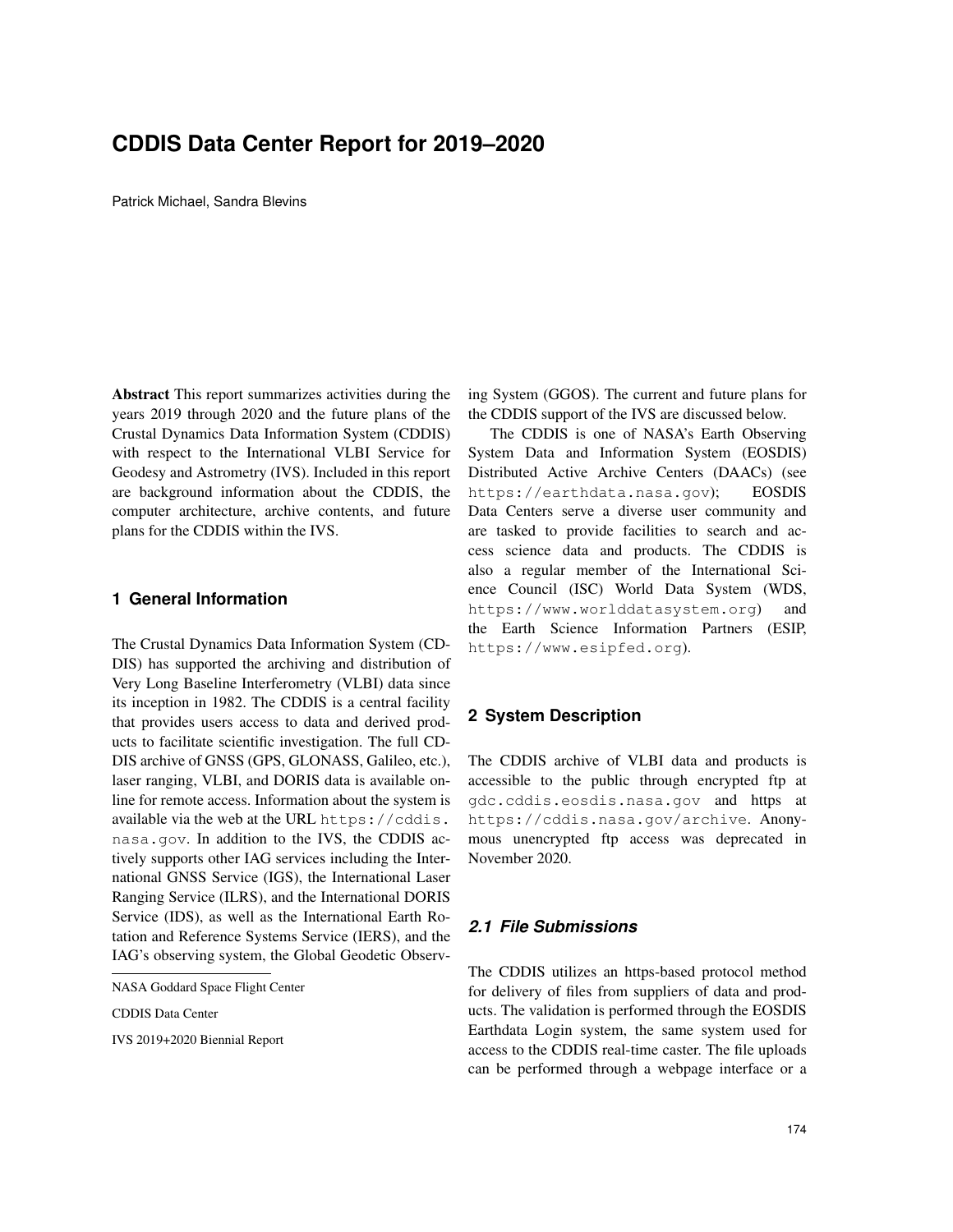# CDDIS Data Center Report for 2019–2020

Patrick Michael, Sandra Blevins

**Abstract** This report summarizes activities during the years 2019 through 2020 and the future plans of the Crustal Dynamics Data Information System (CDDIS) with respect to the International VLBI Service for Geodesy and Astrometry (IVS). Included in this report are background information about the CDDIS, the computer architecture, archive contents, and future plans for the CDDIS within the IVS.

## 1 General Information

The Crustal Dynamics Data Information System (CDDIS) has supported the archiving and distribution of Very Long Baseline Interferometry (VLBI) data since its inception in 1982. The CDDIS is a central facility that provides users access to data and derived products to facilitate scientific investigation. The full CDDIS archive of GNSS (GPS, GLONASS, Galileo, etc.), laser ranging, VLBI, and DORIS data is available online for remote access. Information about the system is available via the web at the URL `https://cddis.nasa.gov`. In addition to the IVS, the CDDIS actively supports other IAG services including the International GNSS Service (IGS), the International Laser Ranging Service (ILRS), and the International DORIS Service (IDS), as well as the International Earth Rotation and Reference Systems Service (IERS), and the IAG's observing system, the Global Geodetic Observing System (GGOS). The current and future plans for the CDDIS support of the IVS are discussed below.

NASA Goddard Space Flight Center

CDDIS Data Center

IVS 2019+2020 Biennial Report

The CDDIS is one of NASA's Earth Observing System Data and Information System (EOSDIS) Distributed Active Archive Centers (DAACs) (see `https://earthdata.nasa.gov`); EOSDIS Data Centers serve a diverse user community and are tasked to provide facilities to search and access science data and products. The CDDIS is also a regular member of the International Science Council (ISC) World Data System (WDS, `https://www.worlddatasystem.org`) and the Earth Science Information Partners (ESIP, `https://www.esipfed.org`).

## 2 System Description

The CDDIS archive of VLBI data and products is accessible to the public through encrypted ftp at `gdc.cddis.eosdis.nasa.gov` and https at `https://cddis.nasa.gov/archive`. Anonymous unencrypted ftp access was deprecated in November 2020.

### *2.1 File Submissions*

The CDDIS utilizes an https-based protocol method for delivery of files from suppliers of data and products. The validation is performed through the EOSDIS Earthdata Login system, the same system used for access to the CDDIS real-time caster. The file uploads can be performed through a webpage interface or a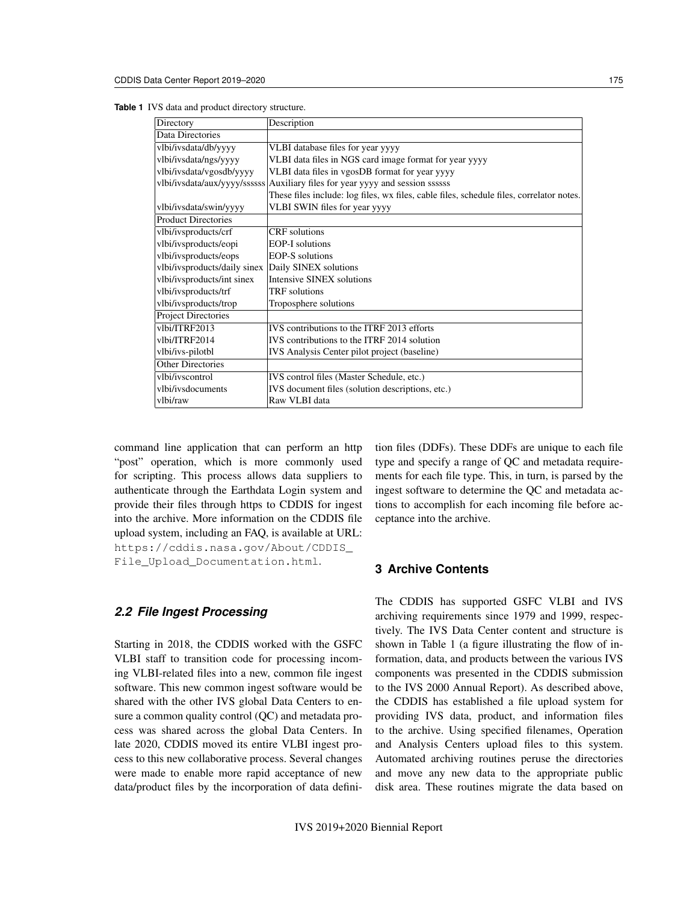**Table 1** IVS data and product directory structure.

| Directory | Description |
|---|---|
| Data Directories | |
| vlbi/ivsdata/db/yyyy | VLBI database files for year yyyy |
| vlbi/ivsdata/ngs/yyyy | VLBI data files in NGS card image format for year yyyy |
| vlbi/ivsdata/vgosdb/yyyy | VLBI data files in vgosDB format for year yyyy |
| vlbi/ivsdata/aux/yyyy/ssssss | Auxiliary files for year yyyy and session ssssss |
| | These files include: log files, wx files, cable files, schedule files, correlator notes. |
| vlbi/ivsdata/swin/yyyy | VLBI SWIN files for year yyyy |
| Product Directories | |
| vlbi/ivsproducts/crf | CRF solutions |
| vlbi/ivsproducts/eopi | EOP-I solutions |
| vlbi/ivsproducts/eops | EOP-S solutions |
| vlbi/ivsproducts/daily sinex | Daily SINEX solutions |
| vlbi/ivsproducts/int sinex | Intensive SINEX solutions |
| vlbi/ivsproducts/trf | TRF solutions |
| vlbi/ivsproducts/trop | Troposphere solutions |
| Project Directories | |
| vlbi/ITRF2013 | IVS contributions to the ITRF 2013 efforts |
| vlbi/ITRF2014 | IVS contributions to the ITRF 2014 solution |
| vlbi/ivs-pilotbl | IVS Analysis Center pilot project (baseline) |
| Other Directories | |
| vlbi/ivscontrol | IVS control files (Master Schedule, etc.) |
| vlbi/ivsdocuments | IVS document files (solution descriptions, etc.) |
| vlbi/raw | Raw VLBI data |

command line application that can perform an http "post" operation, which is more commonly used for scripting. This process allows data suppliers to authenticate through the Earthdata Login system and provide their files through https to CDDIS for ingest into the archive. More information on the CDDIS file upload system, including an FAQ, is available at URL: https://cddis.nasa.gov/About/CDDIS_File_Upload_Documentation.html.

### 2.2 File Ingest Processing

Starting in 2018, the CDDIS worked with the GSFC VLBI staff to transition code for processing incoming VLBI-related files into a new, common file ingest software. This new common ingest software would be shared with the other IVS global Data Centers to ensure a common quality control (QC) and metadata process was shared across the global Data Centers. In late 2020, CDDIS moved its entire VLBI ingest process to this new collaborative process. Several changes were made to enable more rapid acceptance of new data/product files by the incorporation of data definition files (DDFs). These DDFs are unique to each file type and specify a range of QC and metadata requirements for each file type. This, in turn, is parsed by the ingest software to determine the QC and metadata actions to accomplish for each incoming file before acceptance into the archive.

## 3 Archive Contents

The CDDIS has supported GSFC VLBI and IVS archiving requirements since 1979 and 1999, respectively. The IVS Data Center content and structure is shown in Table 1 (a figure illustrating the flow of information, data, and products between the various IVS components was presented in the CDDIS submission to the IVS 2000 Annual Report). As described above, the CDDIS has established a file upload system for providing IVS data, product, and information files to the archive. Using specified filenames, Operation and Analysis Centers upload files to this system. Automated archiving routines peruse the directories and move any new data to the appropriate public disk area. These routines migrate the data based on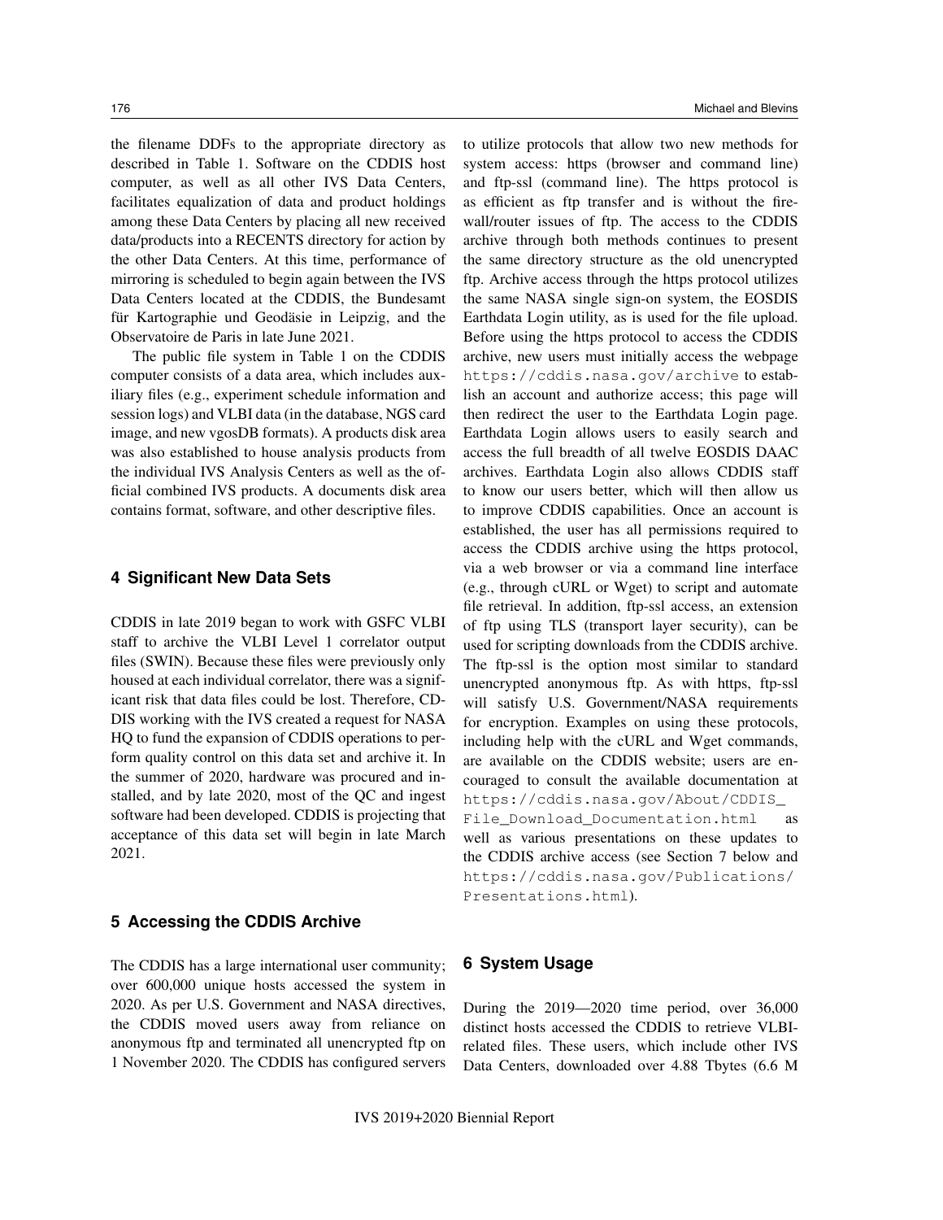the filename DDFs to the appropriate directory as described in Table 1. Software on the CDDIS host computer, as well as all other IVS Data Centers, facilitates equalization of data and product holdings among these Data Centers by placing all new received data/products into a RECENTS directory for action by the other Data Centers. At this time, performance of mirroring is scheduled to begin again between the IVS Data Centers located at the CDDIS, the Bundesamt für Kartographie und Geodäsie in Leipzig, and the Observatoire de Paris in late June 2021.

The public file system in Table 1 on the CDDIS computer consists of a data area, which includes auxiliary files (e.g., experiment schedule information and session logs) and VLBI data (in the database, NGS card image, and new vgosDB formats). A products disk area was also established to house analysis products from the individual IVS Analysis Centers as well as the official combined IVS products. A documents disk area contains format, software, and other descriptive files.

## 4 Significant New Data Sets

CDDIS in late 2019 began to work with GSFC VLBI staff to archive the VLBI Level 1 correlator output files (SWIN). Because these files were previously only housed at each individual correlator, there was a significant risk that data files could be lost. Therefore, CDDIS working with the IVS created a request for NASA HQ to fund the expansion of CDDIS operations to perform quality control on this data set and archive it. In the summer of 2020, hardware was procured and installed, and by late 2020, most of the QC and ingest software had been developed. CDDIS is projecting that acceptance of this data set will begin in late March 2021.

## 5 Accessing the CDDIS Archive

The CDDIS has a large international user community; over 600,000 unique hosts accessed the system in 2020. As per U.S. Government and NASA directives, the CDDIS moved users away from reliance on anonymous ftp and terminated all unencrypted ftp on 1 November 2020. The CDDIS has configured servers to utilize protocols that allow two new methods for system access: https (browser and command line) and ftp-ssl (command line). The https protocol is as efficient as ftp transfer and is without the firewall/router issues of ftp. The access to the CDDIS archive through both methods continues to present the same directory structure as the old unencrypted ftp. Archive access through the https protocol utilizes the same NASA single sign-on system, the EOSDIS Earthdata Login utility, as is used for the file upload. Before using the https protocol to access the CDDIS archive, new users must initially access the webpage `https://cddis.nasa.gov/archive` to establish an account and authorize access; this page will then redirect the user to the Earthdata Login page. Earthdata Login allows users to easily search and access the full breadth of all twelve EOSDIS DAAC archives. Earthdata Login also allows CDDIS staff to know our users better, which will then allow us to improve CDDIS capabilities. Once an account is established, the user has all permissions required to access the CDDIS archive using the https protocol, via a web browser or via a command line interface (e.g., through cURL or Wget) to script and automate file retrieval. In addition, ftp-ssl access, an extension of ftp using TLS (transport layer security), can be used for scripting downloads from the CDDIS archive. The ftp-ssl is the option most similar to standard unencrypted anonymous ftp. As with https, ftp-ssl will satisfy U.S. Government/NASA requirements for encryption. Examples on using these protocols, including help with the cURL and Wget commands, are available on the CDDIS website; users are encouraged to consult the available documentation at `https://cddis.nasa.gov/About/CDDIS_File_Download_Documentation.html` as well as various presentations on these updates to the CDDIS archive access (see Section 7 below and `https://cddis.nasa.gov/Publications/Presentations.html`).

## 6 System Usage

During the 2019—2020 time period, over 36,000 distinct hosts accessed the CDDIS to retrieve VLBI-related files. These users, which include other IVS Data Centers, downloaded over 4.88 Tbytes (6.6 M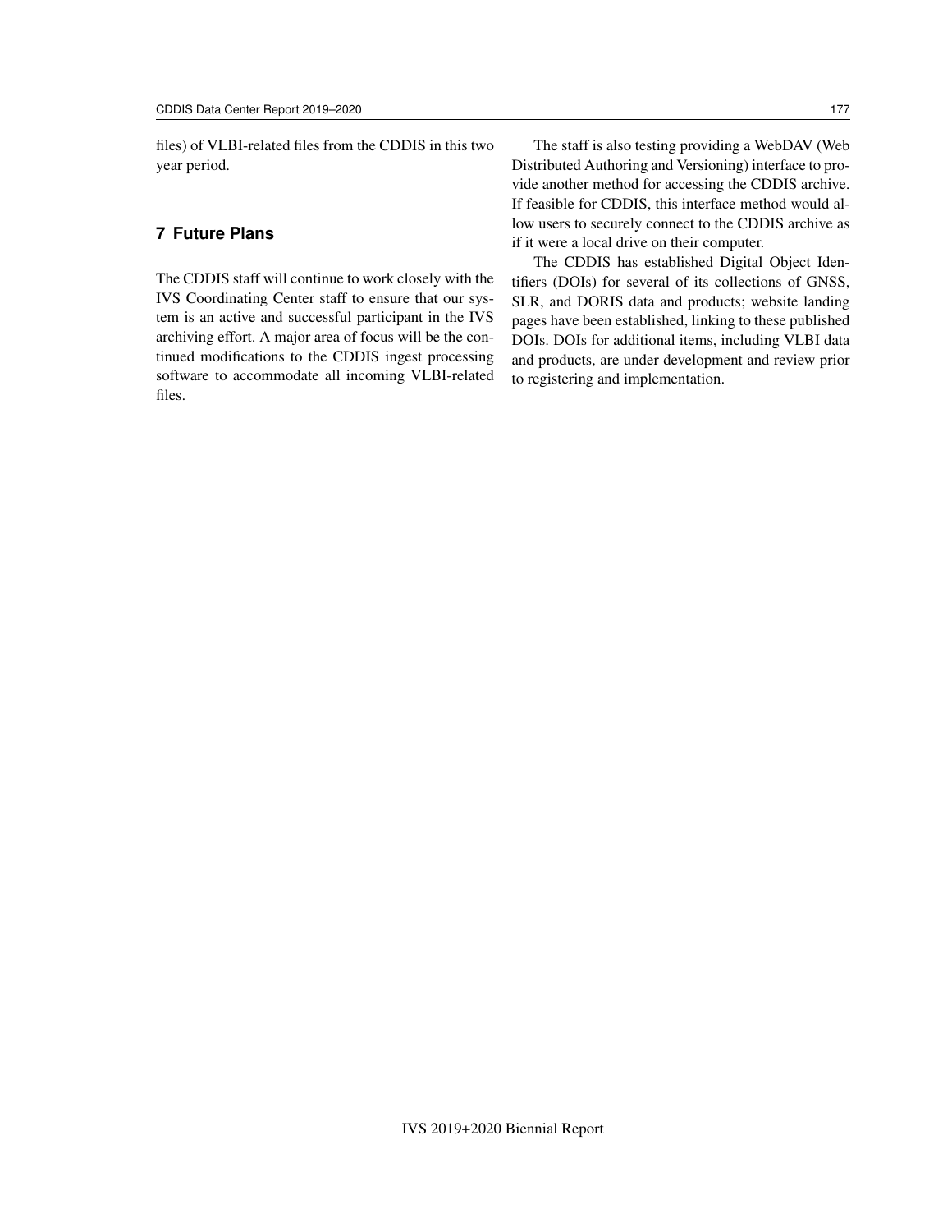files) of VLBI-related files from the CDDIS in this two year period.

## 7 Future Plans

The CDDIS staff will continue to work closely with the IVS Coordinating Center staff to ensure that our system is an active and successful participant in the IVS archiving effort. A major area of focus will be the continued modifications to the CDDIS ingest processing software to accommodate all incoming VLBI-related files.

The staff is also testing providing a WebDAV (Web Distributed Authoring and Versioning) interface to provide another method for accessing the CDDIS archive. If feasible for CDDIS, this interface method would allow users to securely connect to the CDDIS archive as if it were a local drive on their computer.

The CDDIS has established Digital Object Identifiers (DOIs) for several of its collections of GNSS, SLR, and DORIS data and products; website landing pages have been established, linking to these published DOIs. DOIs for additional items, including VLBI data and products, are under development and review prior to registering and implementation.